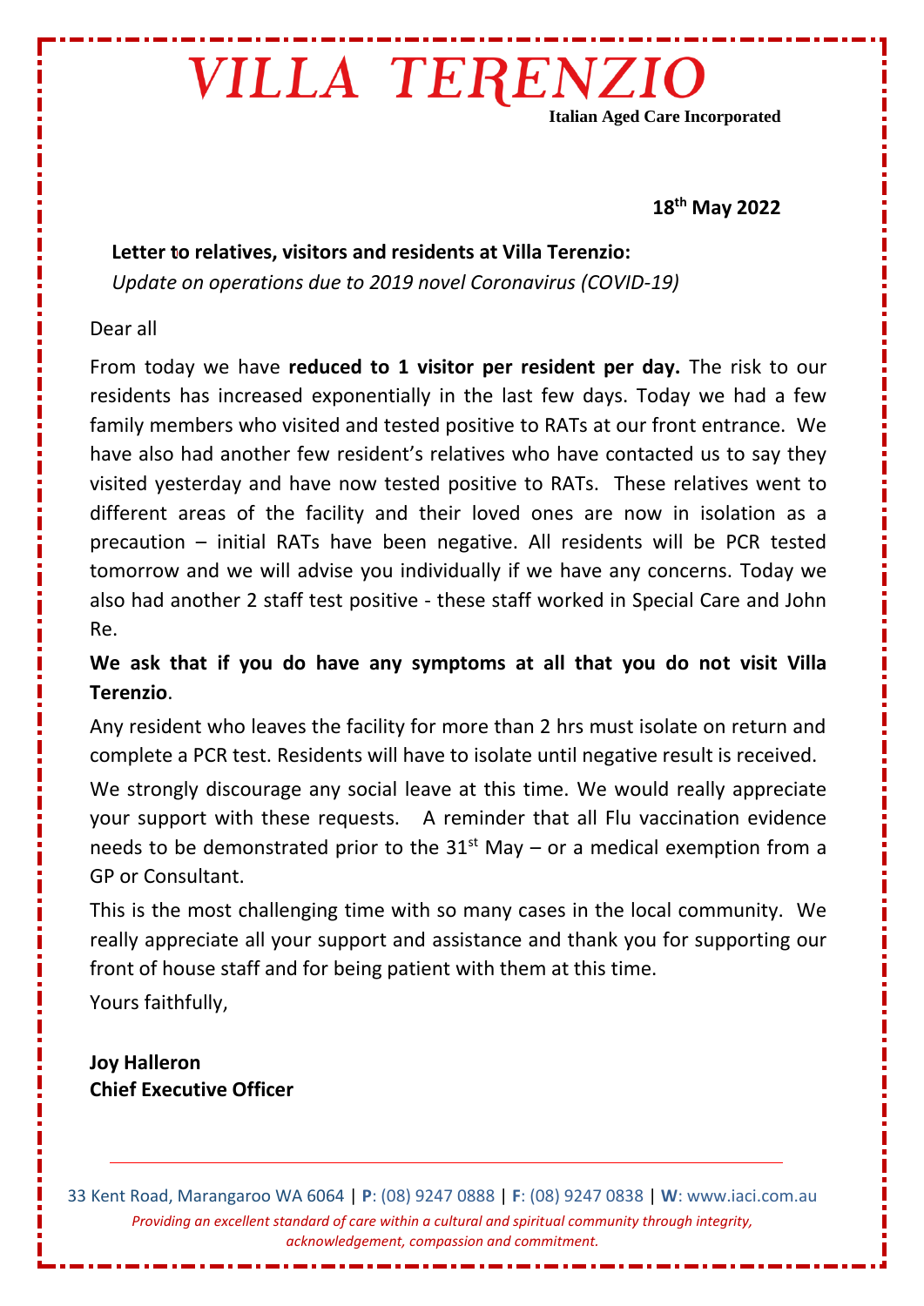# VILLA TERENZIO

**Italian Aged Care Incorporated**

**18th May 2022**

**Letter to relatives, visitors and residents at Villa Terenzio:**
*Update on operations due to 2019 novel Coronavirus (COVID-19)*

Dear all

From today we have **reduced to 1 visitor per resident per day.** The risk to our residents has increased exponentially in the last few days. Today we had a few family members who visited and tested positive to RATs at our front entrance. We have also had another few resident's relatives who have contacted us to say they visited yesterday and have now tested positive to RATs. These relatives went to different areas of the facility and their loved ones are now in isolation as a precaution – initial RATs have been negative. All residents will be PCR tested tomorrow and we will advise you individually if we have any concerns. Today we also had another 2 staff test positive - these staff worked in Special Care and John Re.

**We ask that if you do have any symptoms at all that you do not visit Villa Terenzio**.

Any resident who leaves the facility for more than 2 hrs must isolate on return and complete a PCR test. Residents will have to isolate until negative result is received.

We strongly discourage any social leave at this time. We would really appreciate your support with these requests. A reminder that all Flu vaccination evidence needs to be demonstrated prior to the 31st May – or a medical exemption from a GP or Consultant.

This is the most challenging time with so many cases in the local community. We really appreciate all your support and assistance and thank you for supporting our front of house staff and for being patient with them at this time.

Yours faithfully,

**Joy Halleron**
**Chief Executive Officer**

33 Kent Road, Marangaroo WA 6064 | **P**: (08) 9247 0888 | **F**: (08) 9247 0838 | **W**: www.iaci.com.au

*Providing an excellent standard of care within a cultural and spiritual community through integrity, acknowledgement, compassion and commitment.*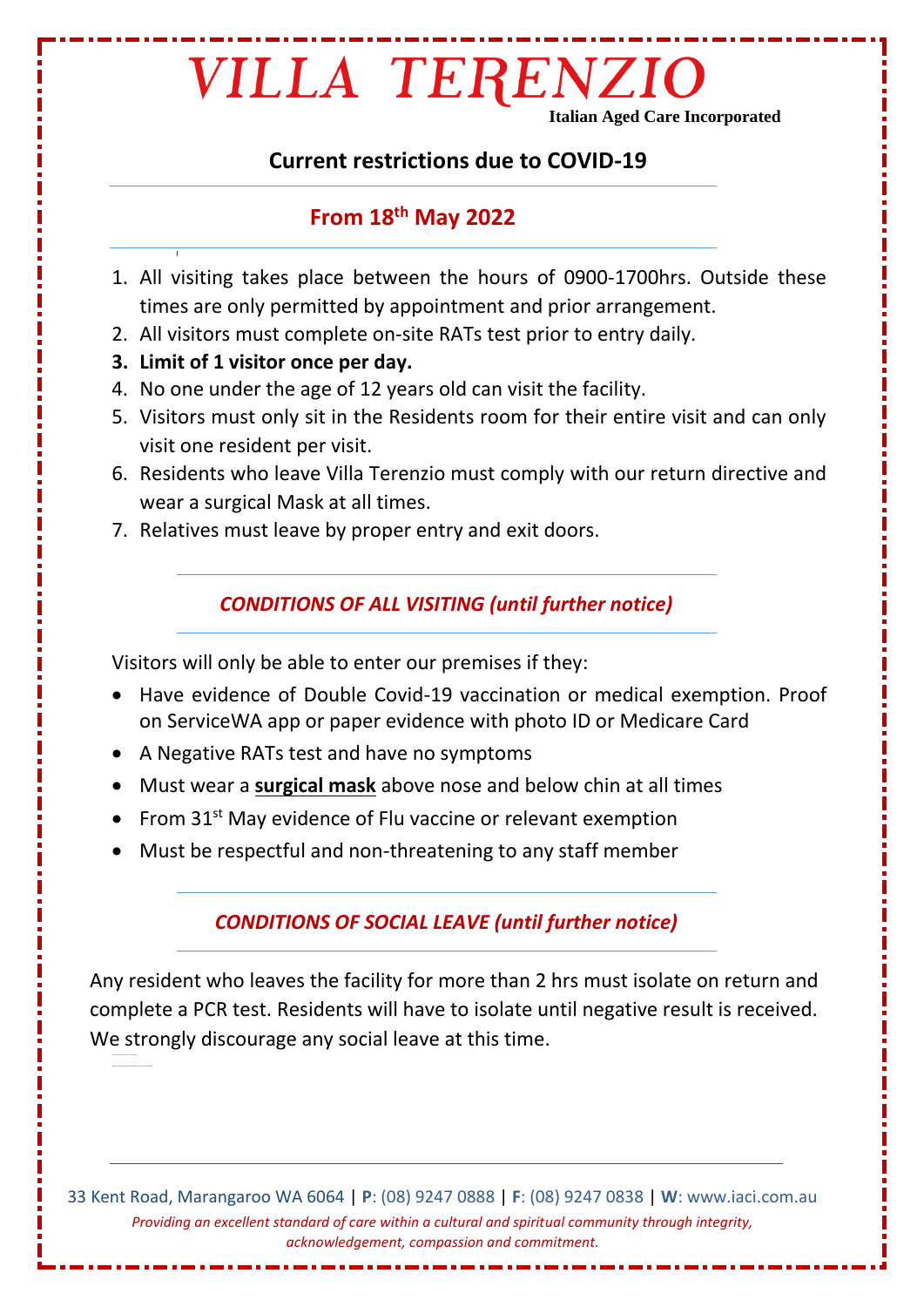# VILLA TERENZIO

**Italian Aged Care Incorporated**

## Current restrictions due to COVID-19

## From 18th May 2022

1. All visiting takes place between the hours of 0900-1700hrs. Outside these times are only permitted by appointment and prior arrangement.
2. All visitors must complete on-site RATs test prior to entry daily.
3. **Limit of 1 visitor once per day.**
4. No one under the age of 12 years old can visit the facility.
5. Visitors must only sit in the Residents room for their entire visit and can only visit one resident per visit.
6. Residents who leave Villa Terenzio must comply with our return directive and wear a surgical Mask at all times.
7. Relatives must leave by proper entry and exit doors.

### *CONDITIONS OF ALL VISITING (until further notice)*

Visitors will only be able to enter our premises if they:

- Have evidence of Double Covid-19 vaccination or medical exemption. Proof on ServiceWA app or paper evidence with photo ID or Medicare Card
- A Negative RATs test and have no symptoms
- Must wear a **surgical mask** above nose and below chin at all times
- From 31st May evidence of Flu vaccine or relevant exemption
- Must be respectful and non-threatening to any staff member

### *CONDITIONS OF SOCIAL LEAVE (until further notice)*

Any resident who leaves the facility for more than 2 hrs must isolate on return and complete a PCR test. Residents will have to isolate until negative result is received. We strongly discourage any social leave at this time.

33 Kent Road, Marangaroo WA 6064 | **P**: (08) 9247 0888 | **F**: (08) 9247 0838 | **W**: www.iaci.com.au

*Providing an excellent standard of care within a cultural and spiritual community through integrity, acknowledgement, compassion and commitment.*